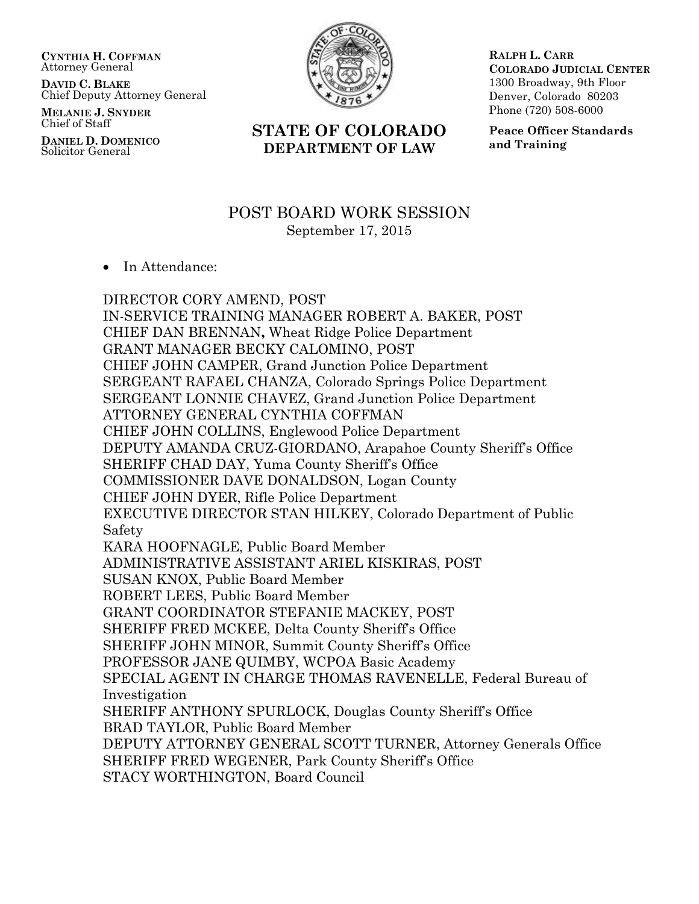**CYNTHIA H. COFFMAN**
Attorney General

**DAVID C. BLAKE**
Chief Deputy Attorney General

**MELANIE J. SNYDER**
Chief of Staff

**DANIEL D. DOMENICO**
Solicitor General

**STATE OF COLORADO**
**DEPARTMENT OF LAW**

**RALPH L. CARR**
**COLORADO JUDICIAL CENTER**
1300 Broadway, 9th Floor
Denver, Colorado 80203
Phone (720) 508-6000

**Peace Officer Standards and Training**

# POST BOARD WORK SESSION

September 17, 2015

- In Attendance:

DIRECTOR CORY AMEND, POST
IN-SERVICE TRAINING MANAGER ROBERT A. BAKER, POST
CHIEF DAN BRENNAN**,** Wheat Ridge Police Department
GRANT MANAGER BECKY CALOMINO, POST
CHIEF JOHN CAMPER, Grand Junction Police Department
SERGEANT RAFAEL CHANZA, Colorado Springs Police Department
SERGEANT LONNIE CHAVEZ, Grand Junction Police Department
ATTORNEY GENERAL CYNTHIA COFFMAN
CHIEF JOHN COLLINS, Englewood Police Department
DEPUTY AMANDA CRUZ-GIORDANO, Arapahoe County Sheriff's Office
SHERIFF CHAD DAY, Yuma County Sheriff's Office
COMMISSIONER DAVE DONALDSON, Logan County
CHIEF JOHN DYER, Rifle Police Department
EXECUTIVE DIRECTOR STAN HILKEY, Colorado Department of Public Safety
KARA HOOFNAGLE, Public Board Member
ADMINISTRATIVE ASSISTANT ARIEL KISKIRAS, POST
SUSAN KNOX, Public Board Member
ROBERT LEES, Public Board Member
GRANT COORDINATOR STEFANIE MACKEY, POST
SHERIFF FRED MCKEE, Delta County Sheriff's Office
SHERIFF JOHN MINOR, Summit County Sheriff's Office
PROFESSOR JANE QUIMBY, WCPOA Basic Academy
SPECIAL AGENT IN CHARGE THOMAS RAVENELLE, Federal Bureau of Investigation
SHERIFF ANTHONY SPURLOCK, Douglas County Sheriff's Office
BRAD TAYLOR, Public Board Member
DEPUTY ATTORNEY GENERAL SCOTT TURNER, Attorney Generals Office
SHERIFF FRED WEGENER, Park County Sheriff's Office
STACY WORTHINGTON, Board Council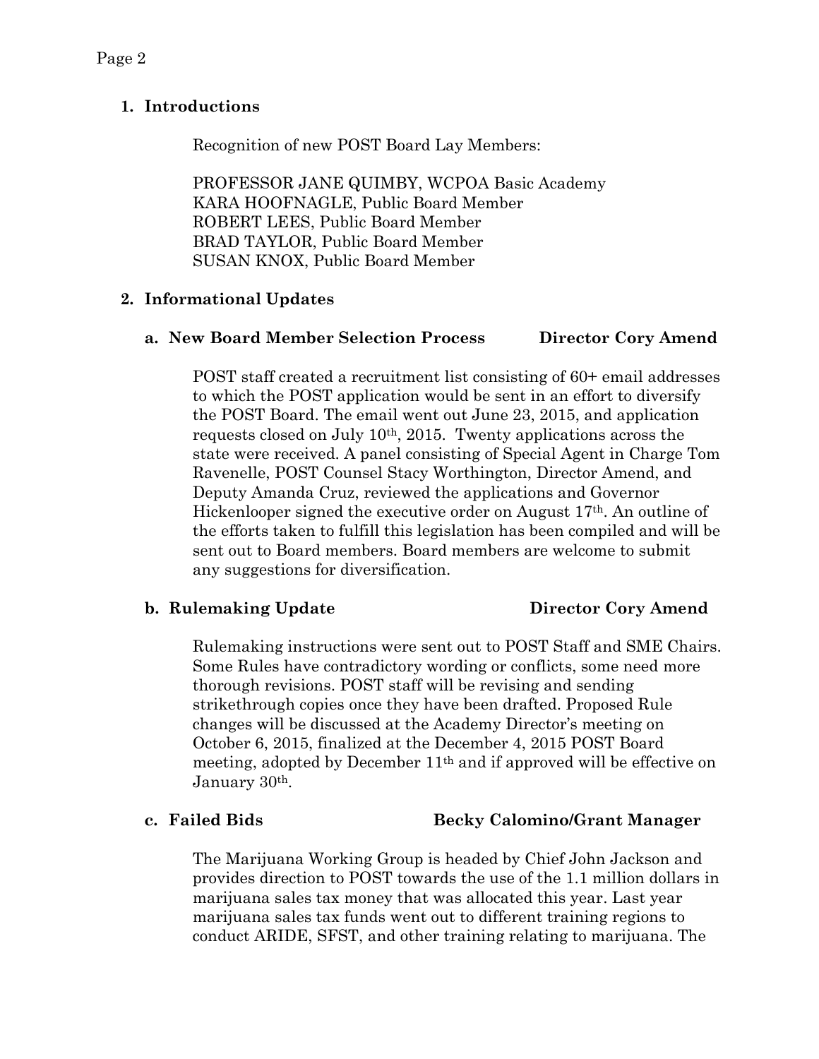## 1. Introductions

Recognition of new POST Board Lay Members:

PROFESSOR JANE QUIMBY, WCPOA Basic Academy
KARA HOOFNAGLE, Public Board Member
ROBERT LEES, Public Board Member
BRAD TAYLOR, Public Board Member
SUSAN KNOX, Public Board Member

## 2. Informational Updates

### a. New Board Member Selection Process — Director Cory Amend

POST staff created a recruitment list consisting of 60+ email addresses to which the POST application would be sent in an effort to diversify the POST Board. The email went out June 23, 2015, and application requests closed on July 10th, 2015. Twenty applications across the state were received. A panel consisting of Special Agent in Charge Tom Ravenelle, POST Counsel Stacy Worthington, Director Amend, and Deputy Amanda Cruz, reviewed the applications and Governor Hickenlooper signed the executive order on August 17th. An outline of the efforts taken to fulfill this legislation has been compiled and will be sent out to Board members. Board members are welcome to submit any suggestions for diversification.

### b. Rulemaking Update — Director Cory Amend

Rulemaking instructions were sent out to POST Staff and SME Chairs. Some Rules have contradictory wording or conflicts, some need more thorough revisions. POST staff will be revising and sending strikethrough copies once they have been drafted. Proposed Rule changes will be discussed at the Academy Director's meeting on October 6, 2015, finalized at the December 4, 2015 POST Board meeting, adopted by December 11th and if approved will be effective on January 30th.

### c. Failed Bids — Becky Calomino/Grant Manager

The Marijuana Working Group is headed by Chief John Jackson and provides direction to POST towards the use of the 1.1 million dollars in marijuana sales tax money that was allocated this year. Last year marijuana sales tax funds went out to different training regions to conduct ARIDE, SFST, and other training relating to marijuana. The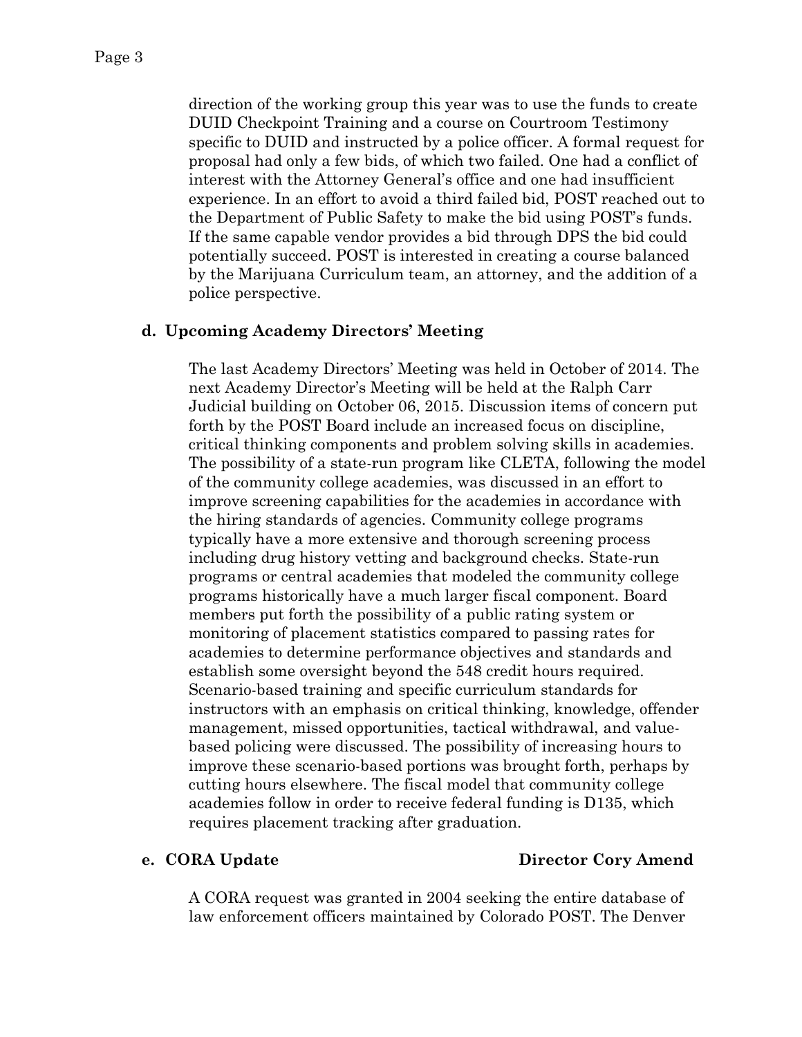direction of the working group this year was to use the funds to create DUID Checkpoint Training and a course on Courtroom Testimony specific to DUID and instructed by a police officer. A formal request for proposal had only a few bids, of which two failed. One had a conflict of interest with the Attorney General's office and one had insufficient experience. In an effort to avoid a third failed bid, POST reached out to the Department of Public Safety to make the bid using POST's funds. If the same capable vendor provides a bid through DPS the bid could potentially succeed. POST is interested in creating a course balanced by the Marijuana Curriculum team, an attorney, and the addition of a police perspective.

**d. Upcoming Academy Directors' Meeting**

The last Academy Directors' Meeting was held in October of 2014. The next Academy Director's Meeting will be held at the Ralph Carr Judicial building on October 06, 2015. Discussion items of concern put forth by the POST Board include an increased focus on discipline, critical thinking components and problem solving skills in academies. The possibility of a state-run program like CLETA, following the model of the community college academies, was discussed in an effort to improve screening capabilities for the academies in accordance with the hiring standards of agencies. Community college programs typically have a more extensive and thorough screening process including drug history vetting and background checks. State-run programs or central academies that modeled the community college programs historically have a much larger fiscal component. Board members put forth the possibility of a public rating system or monitoring of placement statistics compared to passing rates for academies to determine performance objectives and standards and establish some oversight beyond the 548 credit hours required. Scenario-based training and specific curriculum standards for instructors with an emphasis on critical thinking, knowledge, offender management, missed opportunities, tactical withdrawal, and value-based policing were discussed. The possibility of increasing hours to improve these scenario-based portions was brought forth, perhaps by cutting hours elsewhere. The fiscal model that community college academies follow in order to receive federal funding is D135, which requires placement tracking after graduation.

**e. CORA Update** **Director Cory Amend**

A CORA request was granted in 2004 seeking the entire database of law enforcement officers maintained by Colorado POST. The Denver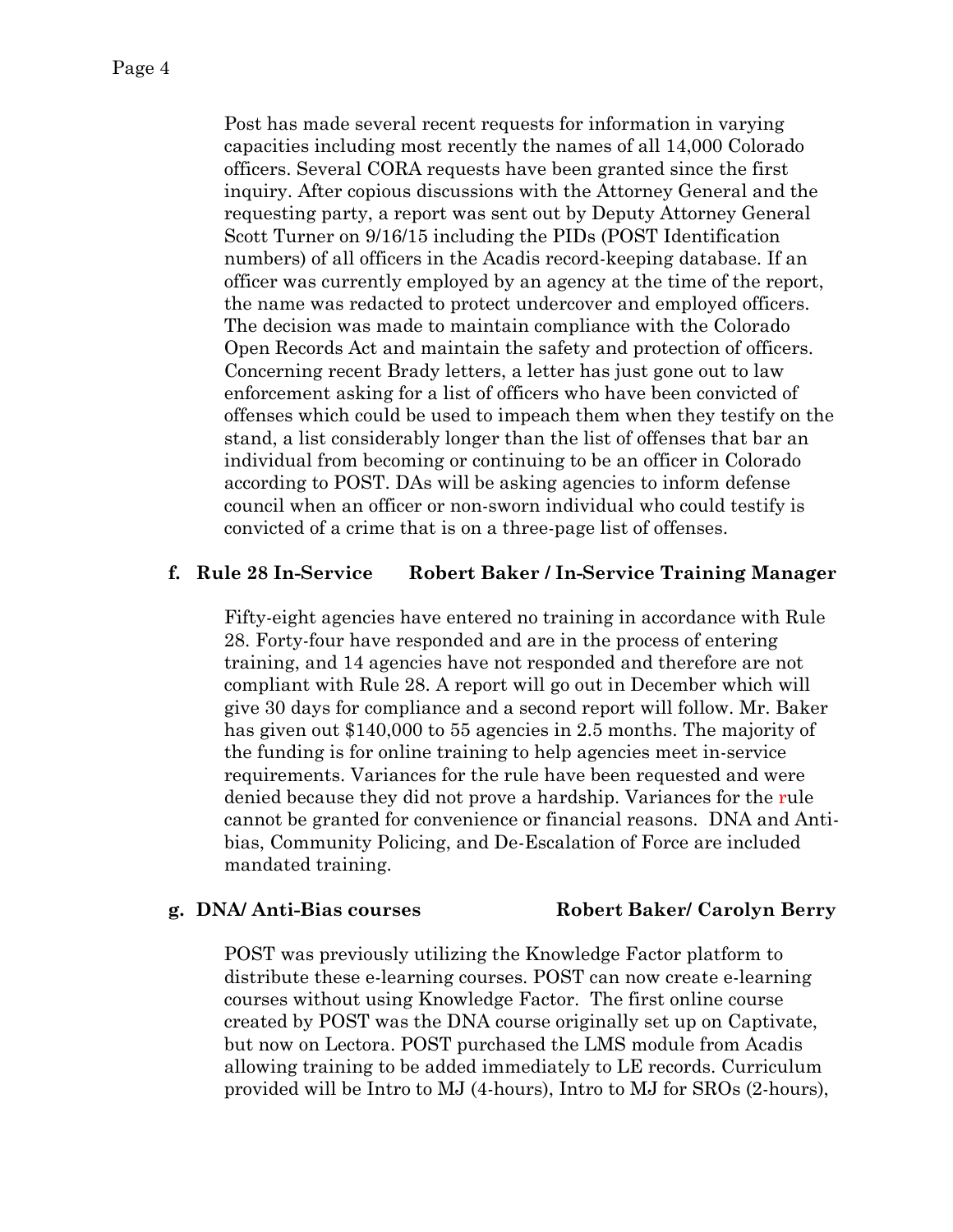Post has made several recent requests for information in varying capacities including most recently the names of all 14,000 Colorado officers. Several CORA requests have been granted since the first inquiry. After copious discussions with the Attorney General and the requesting party, a report was sent out by Deputy Attorney General Scott Turner on 9/16/15 including the PIDs (POST Identification numbers) of all officers in the Acadis record-keeping database. If an officer was currently employed by an agency at the time of the report, the name was redacted to protect undercover and employed officers. The decision was made to maintain compliance with the Colorado Open Records Act and maintain the safety and protection of officers. Concerning recent Brady letters, a letter has just gone out to law enforcement asking for a list of officers who have been convicted of offenses which could be used to impeach them when they testify on the stand, a list considerably longer than the list of offenses that bar an individual from becoming or continuing to be an officer in Colorado according to POST. DAs will be asking agencies to inform defense council when an officer or non-sworn individual who could testify is convicted of a crime that is on a three-page list of offenses.

**f. Rule 28 In-Service Robert Baker / In-Service Training Manager**

Fifty-eight agencies have entered no training in accordance with Rule 28. Forty-four have responded and are in the process of entering training, and 14 agencies have not responded and therefore are not compliant with Rule 28. A report will go out in December which will give 30 days for compliance and a second report will follow. Mr. Baker has given out $140,000 to 55 agencies in 2.5 months. The majority of the funding is for online training to help agencies meet in-service requirements. Variances for the rule have been requested and were denied because they did not prove a hardship. Variances for the rule cannot be granted for convenience or financial reasons. DNA and Anti-bias, Community Policing, and De-Escalation of Force are included mandated training.

**g. DNA/ Anti-Bias courses Robert Baker/ Carolyn Berry**

POST was previously utilizing the Knowledge Factor platform to distribute these e-learning courses. POST can now create e-learning courses without using Knowledge Factor. The first online course created by POST was the DNA course originally set up on Captivate, but now on Lectora. POST purchased the LMS module from Acadis allowing training to be added immediately to LE records. Curriculum provided will be Intro to MJ (4-hours), Intro to MJ for SROs (2-hours),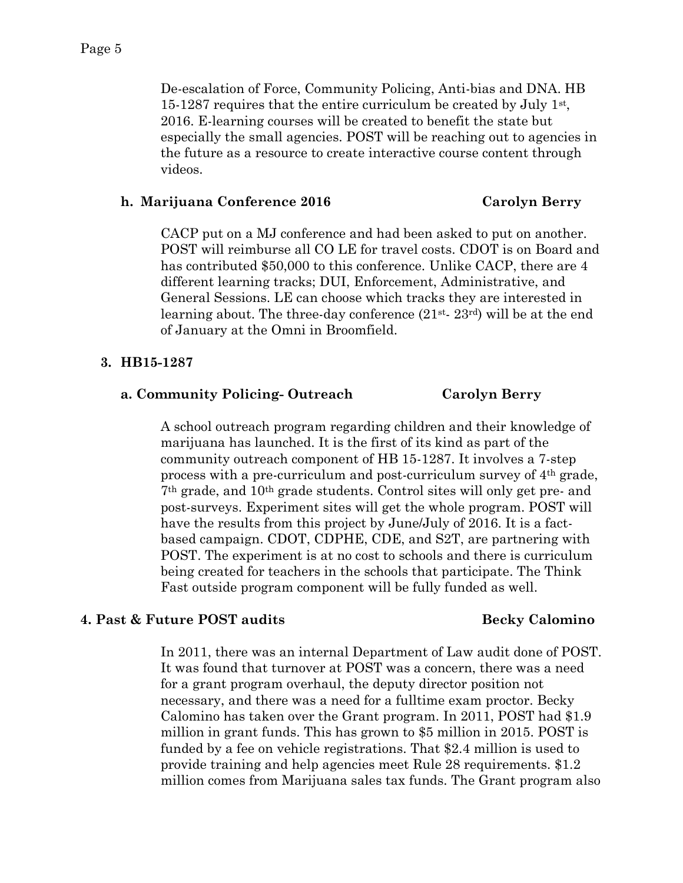De-escalation of Force, Community Policing, Anti-bias and DNA. HB 15-1287 requires that the entire curriculum be created by July 1st, 2016. E-learning courses will be created to benefit the state but especially the small agencies. POST will be reaching out to agencies in the future as a resource to create interactive course content through videos.

**h. Marijuana Conference 2016 — Carolyn Berry**

CACP put on a MJ conference and had been asked to put on another. POST will reimburse all CO LE for travel costs. CDOT is on Board and has contributed $50,000 to this conference. Unlike CACP, there are 4 different learning tracks; DUI, Enforcement, Administrative, and General Sessions. LE can choose which tracks they are interested in learning about. The three-day conference (21st- 23rd) will be at the end of January at the Omni in Broomfield.

**3. HB15-1287**

**a. Community Policing- Outreach — Carolyn Berry**

A school outreach program regarding children and their knowledge of marijuana has launched. It is the first of its kind as part of the community outreach component of HB 15-1287. It involves a 7-step process with a pre-curriculum and post-curriculum survey of 4th grade, 7th grade, and 10th grade students. Control sites will only get pre- and post-surveys. Experiment sites will get the whole program. POST will have the results from this project by June/July of 2016. It is a fact-based campaign. CDOT, CDPHE, CDE, and S2T, are partnering with POST. The experiment is at no cost to schools and there is curriculum being created for teachers in the schools that participate. The Think Fast outside program component will be fully funded as well.

**4. Past & Future POST audits — Becky Calomino**

In 2011, there was an internal Department of Law audit done of POST. It was found that turnover at POST was a concern, there was a need for a grant program overhaul, the deputy director position not necessary, and there was a need for a fulltime exam proctor. Becky Calomino has taken over the Grant program. In 2011, POST had $1.9 million in grant funds. This has grown to $5 million in 2015. POST is funded by a fee on vehicle registrations. That $2.4 million is used to provide training and help agencies meet Rule 28 requirements. $1.2 million comes from Marijuana sales tax funds. The Grant program also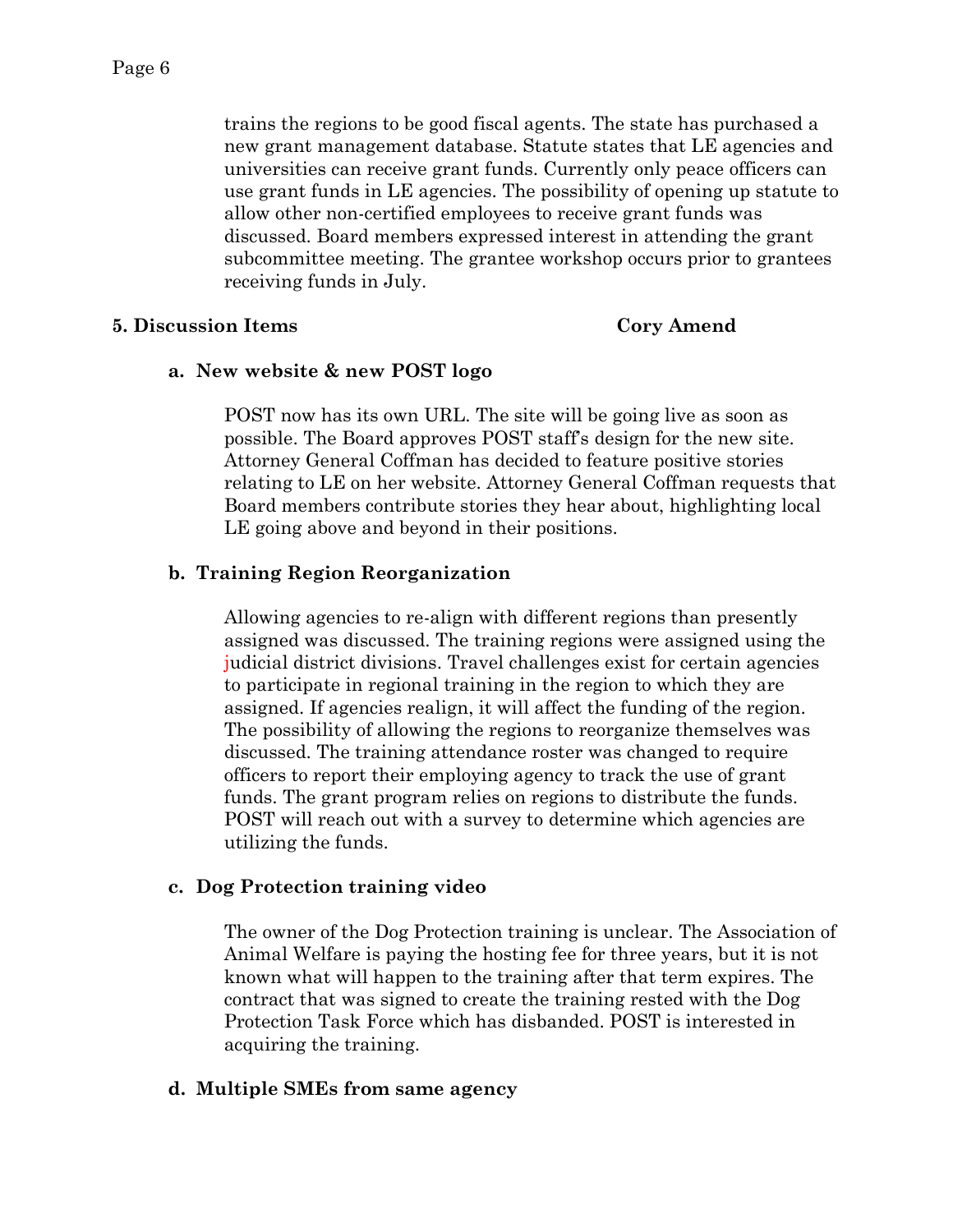trains the regions to be good fiscal agents. The state has purchased a new grant management database. Statute states that LE agencies and universities can receive grant funds. Currently only peace officers can use grant funds in LE agencies. The possibility of opening up statute to allow other non-certified employees to receive grant funds was discussed. Board members expressed interest in attending the grant subcommittee meeting. The grantee workshop occurs prior to grantees receiving funds in July.

**5. Discussion Items** **Cory Amend**

**a. New website & new POST logo**

POST now has its own URL. The site will be going live as soon as possible. The Board approves POST staff's design for the new site. Attorney General Coffman has decided to feature positive stories relating to LE on her website. Attorney General Coffman requests that Board members contribute stories they hear about, highlighting local LE going above and beyond in their positions.

**b. Training Region Reorganization**

Allowing agencies to re-align with different regions than presently assigned was discussed. The training regions were assigned using the judicial district divisions. Travel challenges exist for certain agencies to participate in regional training in the region to which they are assigned. If agencies realign, it will affect the funding of the region. The possibility of allowing the regions to reorganize themselves was discussed. The training attendance roster was changed to require officers to report their employing agency to track the use of grant funds. The grant program relies on regions to distribute the funds. POST will reach out with a survey to determine which agencies are utilizing the funds.

**c. Dog Protection training video**

The owner of the Dog Protection training is unclear. The Association of Animal Welfare is paying the hosting fee for three years, but it is not known what will happen to the training after that term expires. The contract that was signed to create the training rested with the Dog Protection Task Force which has disbanded. POST is interested in acquiring the training.

**d. Multiple SMEs from same agency**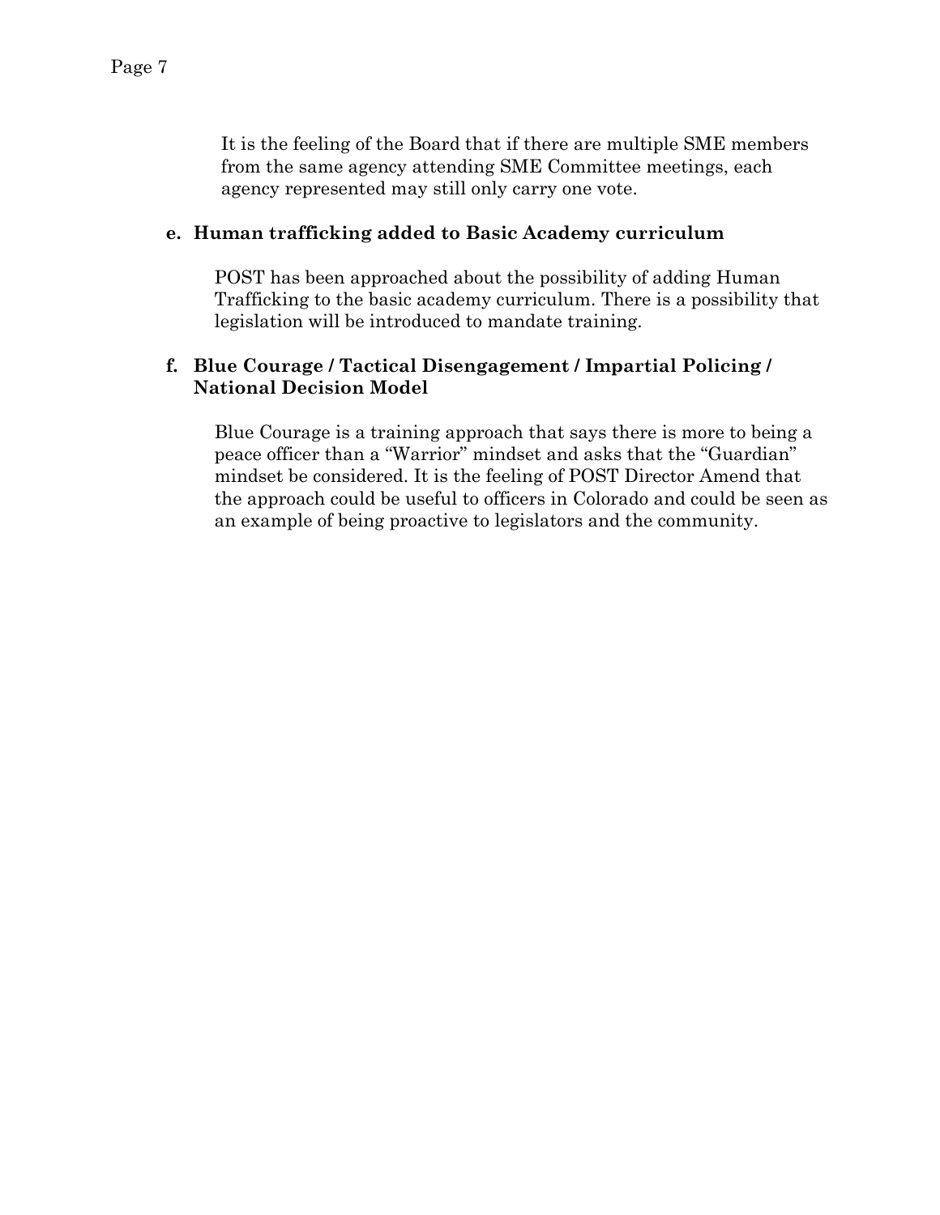It is the feeling of the Board that if there are multiple SME members from the same agency attending SME Committee meetings, each agency represented may still only carry one vote.

**e. Human trafficking added to Basic Academy curriculum**

POST has been approached about the possibility of adding Human Trafficking to the basic academy curriculum. There is a possibility that legislation will be introduced to mandate training.

**f. Blue Courage / Tactical Disengagement / Impartial Policing / National Decision Model**

Blue Courage is a training approach that says there is more to being a peace officer than a "Warrior" mindset and asks that the "Guardian" mindset be considered. It is the feeling of POST Director Amend that the approach could be useful to officers in Colorado and could be seen as an example of being proactive to legislators and the community.